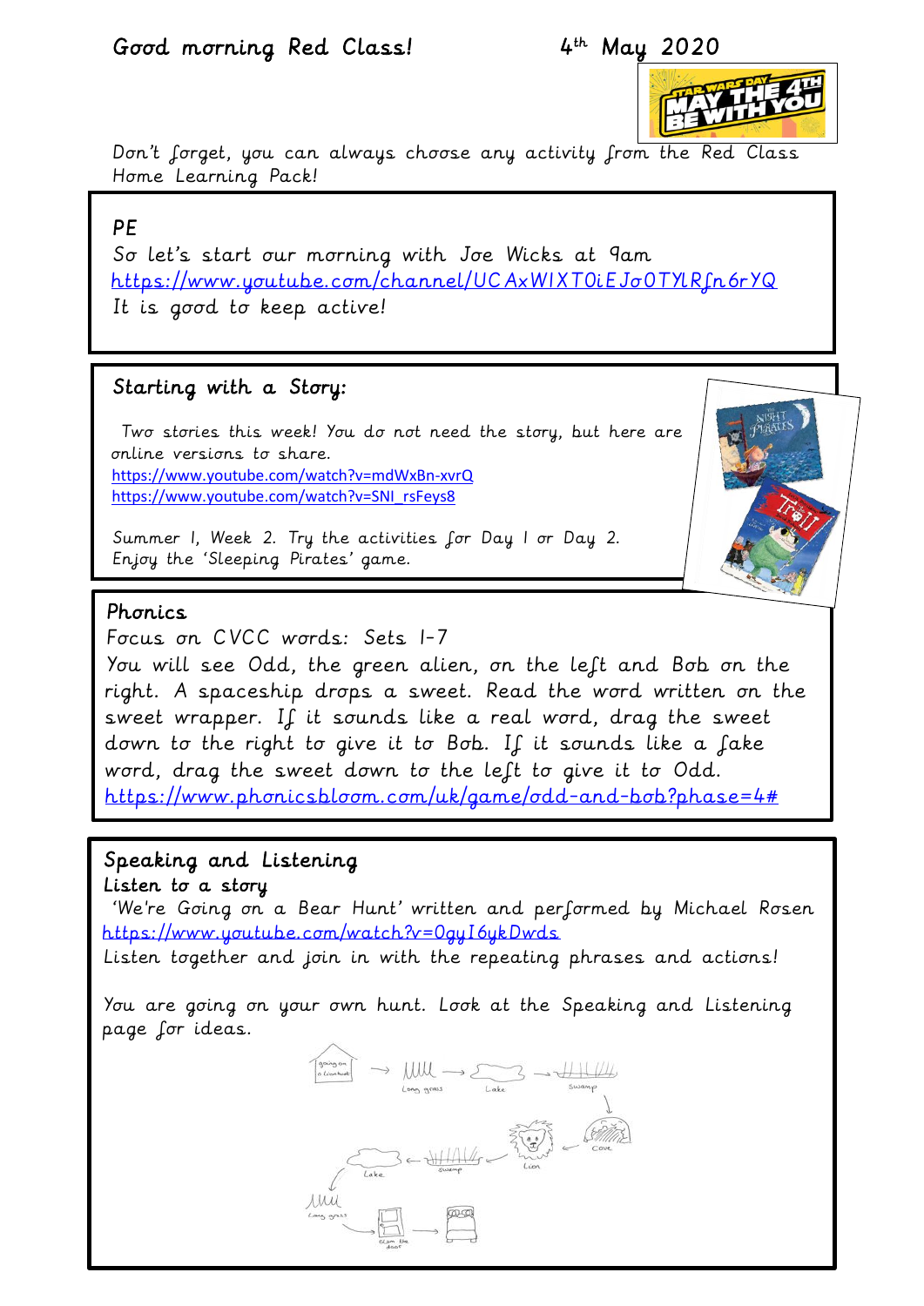Good morning Red Class! 4th May 2020

Don't forget, you can always choose any activity from the Red Class Home Learning Pack!

## PE

So let's start our morning with Joe Wicks at 9am
https://www.youtube.com/channel/UCAxW1XT0iEJo0TYlRfn6rYQ
It is good to keep active!

## Starting with a Story:

Two stories this week! You do not need the story, but here are online versions to share.
https://www.youtube.com/watch?v=mdWxBn-xvrQ
https://www.youtube.com/watch?v=SNI_rsFeys8

Summer 1, Week 2. Try the activities for Day 1 or Day 2.
Enjoy the 'Sleeping Pirates' game.

## Phonics

Focus on CVCC words: Sets 1-7
You will see Odd, the green alien, on the left and Bob on the right. A spaceship drops a sweet. Read the word written on the sweet wrapper. If it sounds like a real word, drag the sweet down to the right to give it to Bob. If it sounds like a fake word, drag the sweet down to the left to give it to Odd.
https://www.phonicsbloom.com/uk/game/odd-and-bob?phase=4#

## Speaking and Listening

**Listen to a story**

'We're Going on a Bear Hunt' written and performed by Michael Rosen
https://www.youtube.com/watch?v=0gyI6ykDwds
Listen together and join in with the repeating phrases and actions!

You are going on your own hunt. Look at the Speaking and Listening page for ideas.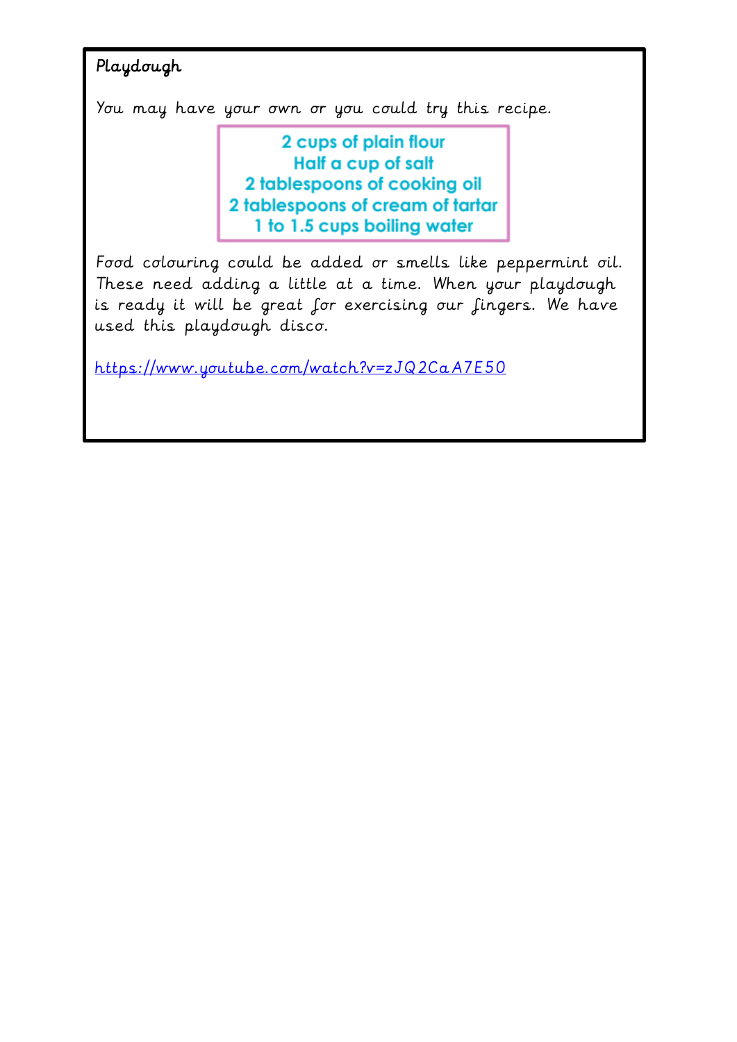**Playdough**

You may have your own or you could try this recipe.

2 cups of plain flour  
Half a cup of salt  
2 tablespoons of cooking oil  
2 tablespoons of cream of tartar  
1 to 1.5 cups boiling water

Food colouring could be added or smells like peppermint oil. These need adding a little at a time. When your playdough is ready it will be great for exercising our fingers. We have used this playdough disco.

https://www.youtube.com/watch?v=zJQ2CaA7E50